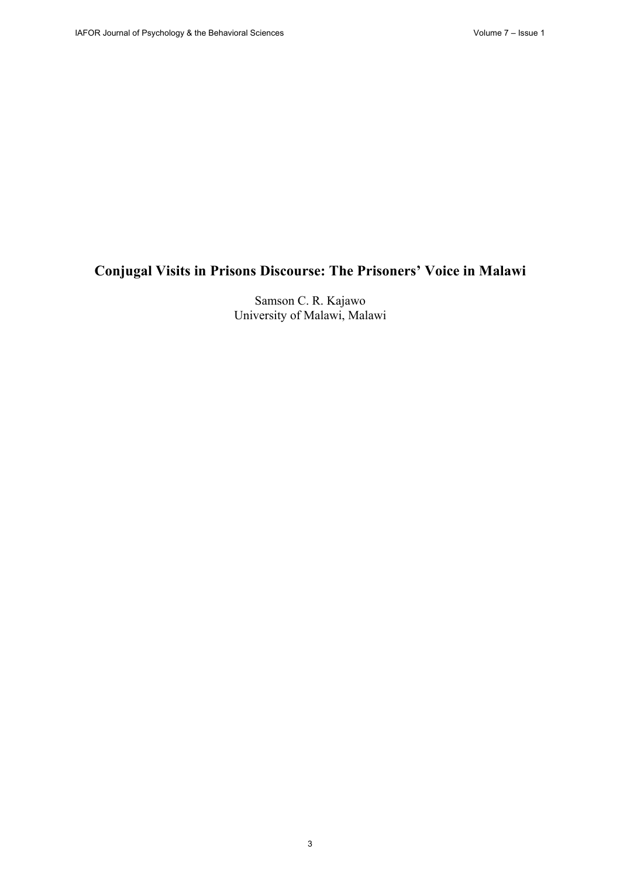# Conjugal Visits in Prisons Discourse: The Prisoners' Voice in Malawi

Samson C. R. Kajawo
University of Malawi, Malawi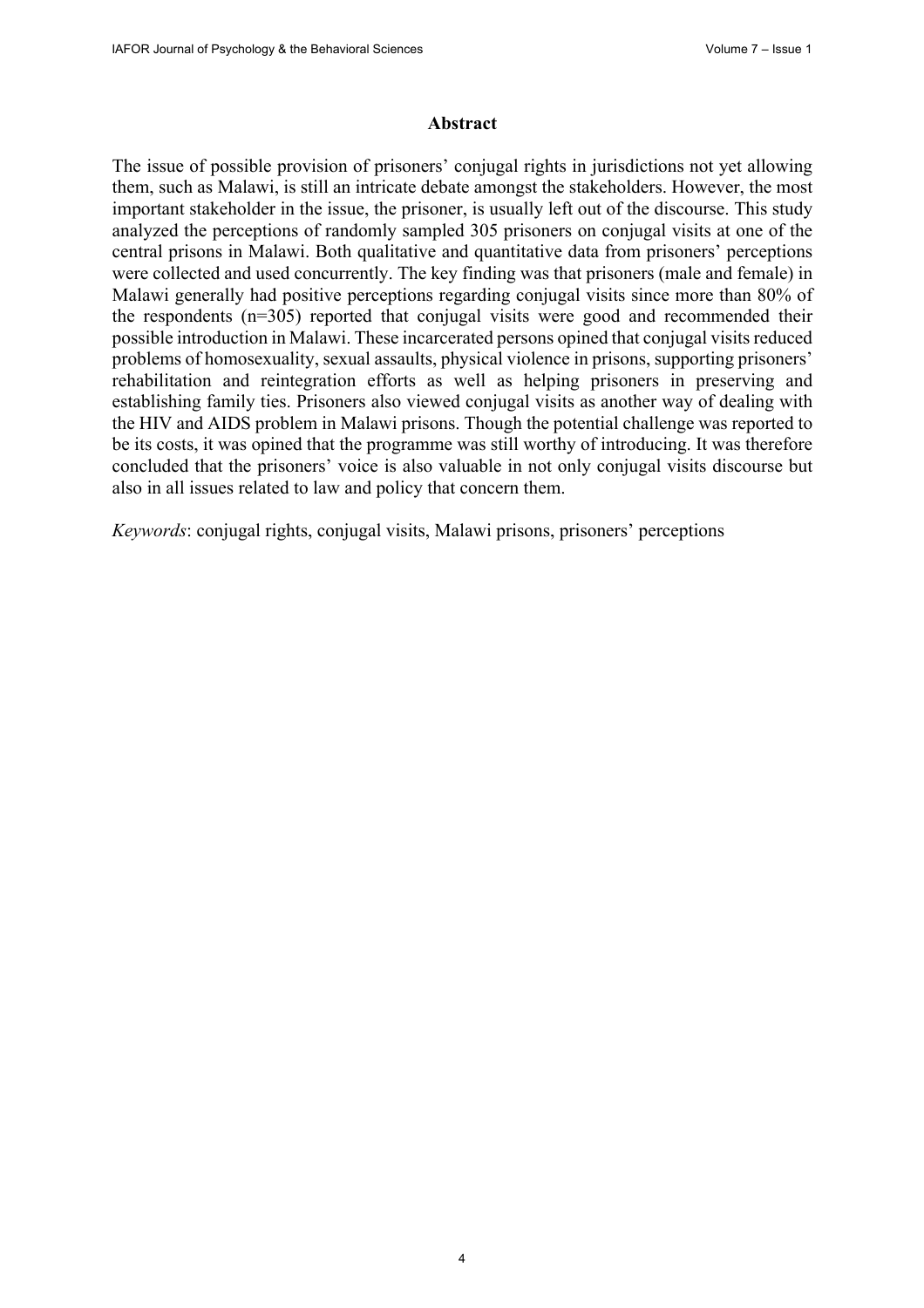## Abstract

The issue of possible provision of prisoners' conjugal rights in jurisdictions not yet allowing them, such as Malawi, is still an intricate debate amongst the stakeholders. However, the most important stakeholder in the issue, the prisoner, is usually left out of the discourse. This study analyzed the perceptions of randomly sampled 305 prisoners on conjugal visits at one of the central prisons in Malawi. Both qualitative and quantitative data from prisoners' perceptions were collected and used concurrently. The key finding was that prisoners (male and female) in Malawi generally had positive perceptions regarding conjugal visits since more than 80% of the respondents (n=305) reported that conjugal visits were good and recommended their possible introduction in Malawi. These incarcerated persons opined that conjugal visits reduced problems of homosexuality, sexual assaults, physical violence in prisons, supporting prisoners' rehabilitation and reintegration efforts as well as helping prisoners in preserving and establishing family ties. Prisoners also viewed conjugal visits as another way of dealing with the HIV and AIDS problem in Malawi prisons. Though the potential challenge was reported to be its costs, it was opined that the programme was still worthy of introducing. It was therefore concluded that the prisoners' voice is also valuable in not only conjugal visits discourse but also in all issues related to law and policy that concern them.

*Keywords*: conjugal rights, conjugal visits, Malawi prisons, prisoners' perceptions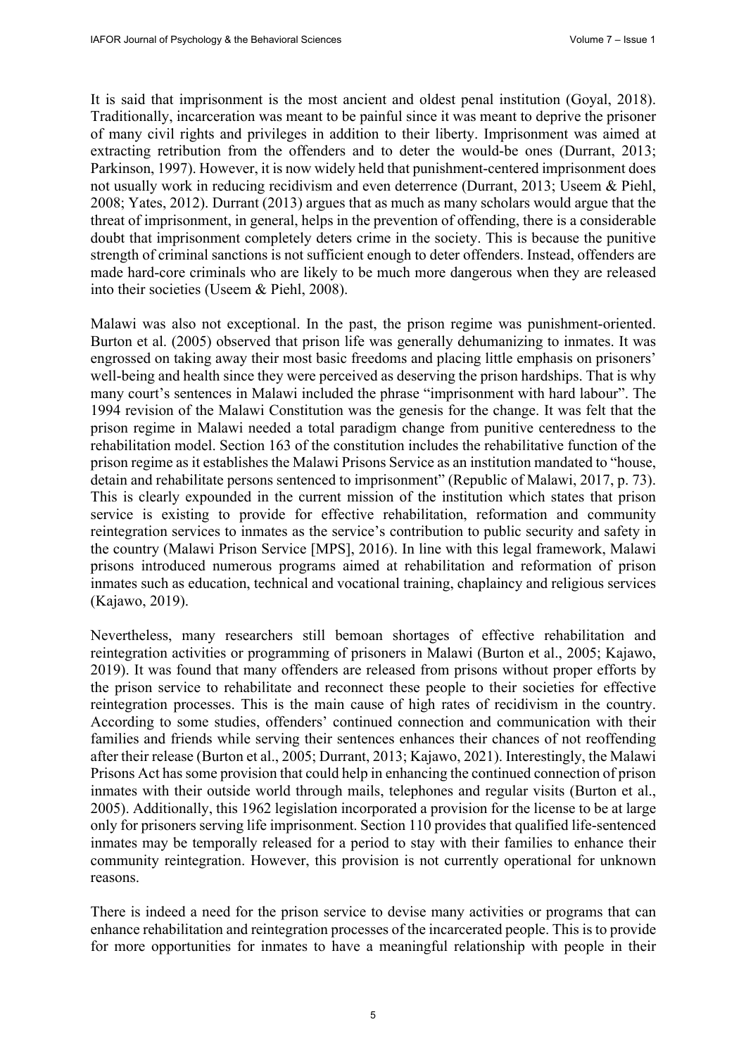It is said that imprisonment is the most ancient and oldest penal institution (Goyal, 2018). Traditionally, incarceration was meant to be painful since it was meant to deprive the prisoner of many civil rights and privileges in addition to their liberty. Imprisonment was aimed at extracting retribution from the offenders and to deter the would-be ones (Durrant, 2013; Parkinson, 1997). However, it is now widely held that punishment-centered imprisonment does not usually work in reducing recidivism and even deterrence (Durrant, 2013; Useem & Piehl, 2008; Yates, 2012). Durrant (2013) argues that as much as many scholars would argue that the threat of imprisonment, in general, helps in the prevention of offending, there is a considerable doubt that imprisonment completely deters crime in the society. This is because the punitive strength of criminal sanctions is not sufficient enough to deter offenders. Instead, offenders are made hard-core criminals who are likely to be much more dangerous when they are released into their societies (Useem & Piehl, 2008).

Malawi was also not exceptional. In the past, the prison regime was punishment-oriented. Burton et al. (2005) observed that prison life was generally dehumanizing to inmates. It was engrossed on taking away their most basic freedoms and placing little emphasis on prisoners' well-being and health since they were perceived as deserving the prison hardships. That is why many court's sentences in Malawi included the phrase "imprisonment with hard labour". The 1994 revision of the Malawi Constitution was the genesis for the change. It was felt that the prison regime in Malawi needed a total paradigm change from punitive centeredness to the rehabilitation model. Section 163 of the constitution includes the rehabilitative function of the prison regime as it establishes the Malawi Prisons Service as an institution mandated to "house, detain and rehabilitate persons sentenced to imprisonment" (Republic of Malawi, 2017, p. 73). This is clearly expounded in the current mission of the institution which states that prison service is existing to provide for effective rehabilitation, reformation and community reintegration services to inmates as the service's contribution to public security and safety in the country (Malawi Prison Service [MPS], 2016). In line with this legal framework, Malawi prisons introduced numerous programs aimed at rehabilitation and reformation of prison inmates such as education, technical and vocational training, chaplaincy and religious services (Kajawo, 2019).

Nevertheless, many researchers still bemoan shortages of effective rehabilitation and reintegration activities or programming of prisoners in Malawi (Burton et al., 2005; Kajawo, 2019). It was found that many offenders are released from prisons without proper efforts by the prison service to rehabilitate and reconnect these people to their societies for effective reintegration processes. This is the main cause of high rates of recidivism in the country. According to some studies, offenders' continued connection and communication with their families and friends while serving their sentences enhances their chances of not reoffending after their release (Burton et al., 2005; Durrant, 2013; Kajawo, 2021). Interestingly, the Malawi Prisons Act has some provision that could help in enhancing the continued connection of prison inmates with their outside world through mails, telephones and regular visits (Burton et al., 2005). Additionally, this 1962 legislation incorporated a provision for the license to be at large only for prisoners serving life imprisonment. Section 110 provides that qualified life-sentenced inmates may be temporally released for a period to stay with their families to enhance their community reintegration. However, this provision is not currently operational for unknown reasons.

There is indeed a need for the prison service to devise many activities or programs that can enhance rehabilitation and reintegration processes of the incarcerated people. This is to provide for more opportunities for inmates to have a meaningful relationship with people in their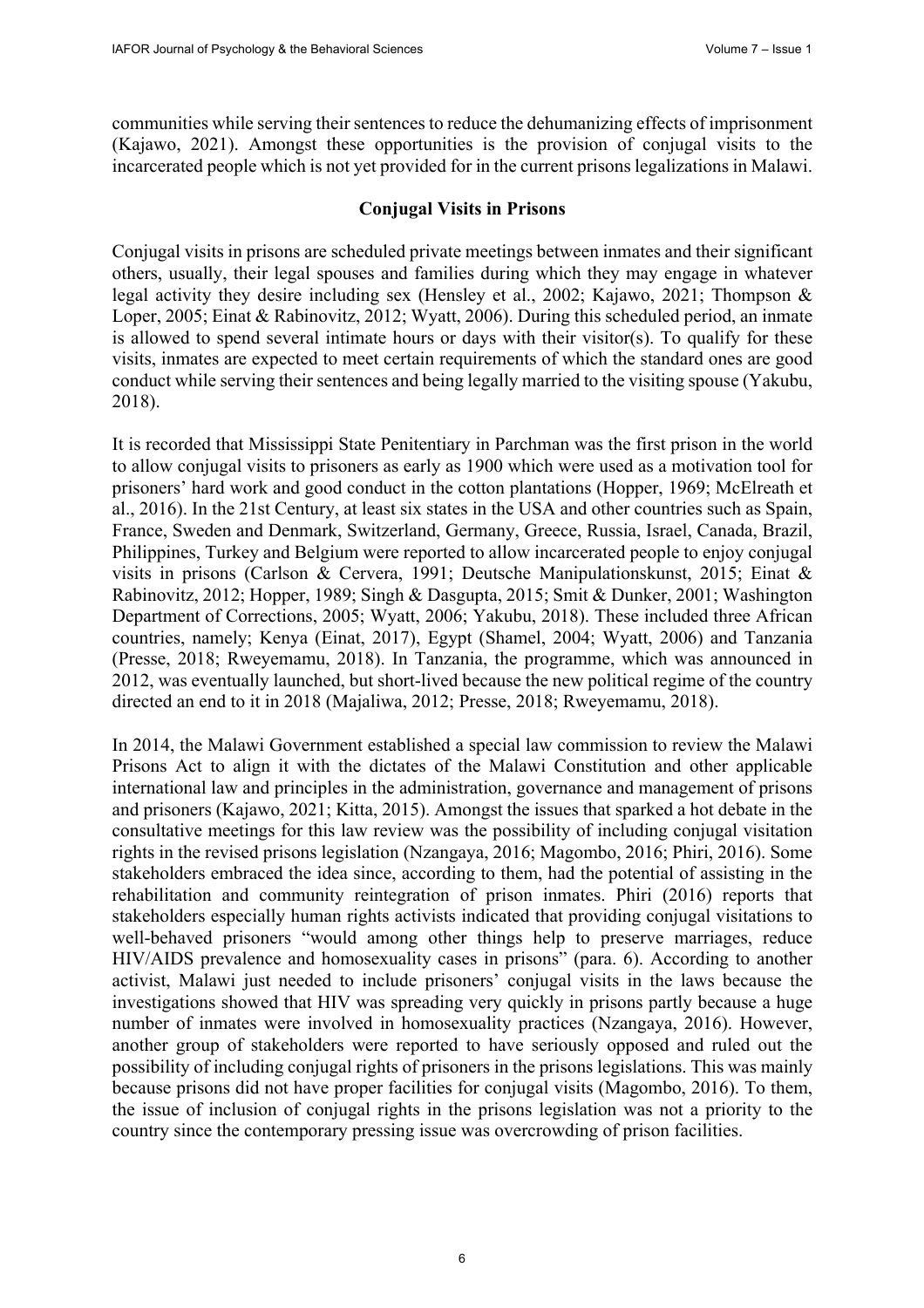communities while serving their sentences to reduce the dehumanizing effects of imprisonment (Kajawo, 2021). Amongst these opportunities is the provision of conjugal visits to the incarcerated people which is not yet provided for in the current prisons legalizations in Malawi.

## Conjugal Visits in Prisons

Conjugal visits in prisons are scheduled private meetings between inmates and their significant others, usually, their legal spouses and families during which they may engage in whatever legal activity they desire including sex (Hensley et al., 2002; Kajawo, 2021; Thompson & Loper, 2005; Einat & Rabinovitz, 2012; Wyatt, 2006). During this scheduled period, an inmate is allowed to spend several intimate hours or days with their visitor(s). To qualify for these visits, inmates are expected to meet certain requirements of which the standard ones are good conduct while serving their sentences and being legally married to the visiting spouse (Yakubu, 2018).

It is recorded that Mississippi State Penitentiary in Parchman was the first prison in the world to allow conjugal visits to prisoners as early as 1900 which were used as a motivation tool for prisoners' hard work and good conduct in the cotton plantations (Hopper, 1969; McElreath et al., 2016). In the 21st Century, at least six states in the USA and other countries such as Spain, France, Sweden and Denmark, Switzerland, Germany, Greece, Russia, Israel, Canada, Brazil, Philippines, Turkey and Belgium were reported to allow incarcerated people to enjoy conjugal visits in prisons (Carlson & Cervera, 1991; Deutsche Manipulationskunst, 2015; Einat & Rabinovitz, 2012; Hopper, 1989; Singh & Dasgupta, 2015; Smit & Dunker, 2001; Washington Department of Corrections, 2005; Wyatt, 2006; Yakubu, 2018). These included three African countries, namely; Kenya (Einat, 2017), Egypt (Shamel, 2004; Wyatt, 2006) and Tanzania (Presse, 2018; Rweyemamu, 2018). In Tanzania, the programme, which was announced in 2012, was eventually launched, but short-lived because the new political regime of the country directed an end to it in 2018 (Majaliwa, 2012; Presse, 2018; Rweyemamu, 2018).

In 2014, the Malawi Government established a special law commission to review the Malawi Prisons Act to align it with the dictates of the Malawi Constitution and other applicable international law and principles in the administration, governance and management of prisons and prisoners (Kajawo, 2021; Kitta, 2015). Amongst the issues that sparked a hot debate in the consultative meetings for this law review was the possibility of including conjugal visitation rights in the revised prisons legislation (Nzangaya, 2016; Magombo, 2016; Phiri, 2016). Some stakeholders embraced the idea since, according to them, had the potential of assisting in the rehabilitation and community reintegration of prison inmates. Phiri (2016) reports that stakeholders especially human rights activists indicated that providing conjugal visitations to well-behaved prisoners "would among other things help to preserve marriages, reduce HIV/AIDS prevalence and homosexuality cases in prisons" (para. 6). According to another activist, Malawi just needed to include prisoners' conjugal visits in the laws because the investigations showed that HIV was spreading very quickly in prisons partly because a huge number of inmates were involved in homosexuality practices (Nzangaya, 2016). However, another group of stakeholders were reported to have seriously opposed and ruled out the possibility of including conjugal rights of prisoners in the prisons legislations. This was mainly because prisons did not have proper facilities for conjugal visits (Magombo, 2016). To them, the issue of inclusion of conjugal rights in the prisons legislation was not a priority to the country since the contemporary pressing issue was overcrowding of prison facilities.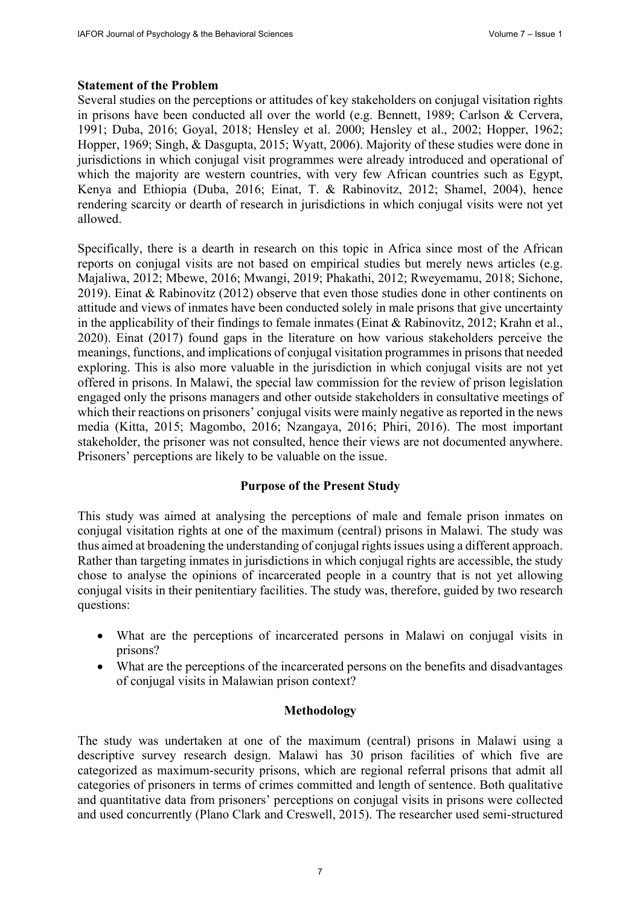**Statement of the Problem**

Several studies on the perceptions or attitudes of key stakeholders on conjugal visitation rights in prisons have been conducted all over the world (e.g. Bennett, 1989; Carlson & Cervera, 1991; Duba, 2016; Goyal, 2018; Hensley et al. 2000; Hensley et al., 2002; Hopper, 1962; Hopper, 1969; Singh, & Dasgupta, 2015; Wyatt, 2006). Majority of these studies were done in jurisdictions in which conjugal visit programmes were already introduced and operational of which the majority are western countries, with very few African countries such as Egypt, Kenya and Ethiopia (Duba, 2016; Einat, T. & Rabinovitz, 2012; Shamel, 2004), hence rendering scarcity or dearth of research in jurisdictions in which conjugal visits were not yet allowed.

Specifically, there is a dearth in research on this topic in Africa since most of the African reports on conjugal visits are not based on empirical studies but merely news articles (e.g. Majaliwa, 2012; Mbewe, 2016; Mwangi, 2019; Phakathi, 2012; Rweyemamu, 2018; Sichone, 2019). Einat & Rabinovitz (2012) observe that even those studies done in other continents on attitude and views of inmates have been conducted solely in male prisons that give uncertainty in the applicability of their findings to female inmates (Einat & Rabinovitz, 2012; Krahn et al., 2020). Einat (2017) found gaps in the literature on how various stakeholders perceive the meanings, functions, and implications of conjugal visitation programmes in prisons that needed exploring. This is also more valuable in the jurisdiction in which conjugal visits are not yet offered in prisons. In Malawi, the special law commission for the review of prison legislation engaged only the prisons managers and other outside stakeholders in consultative meetings of which their reactions on prisoners' conjugal visits were mainly negative as reported in the news media (Kitta, 2015; Magombo, 2016; Nzangaya, 2016; Phiri, 2016). The most important stakeholder, the prisoner was not consulted, hence their views are not documented anywhere. Prisoners' perceptions are likely to be valuable on the issue.

## Purpose of the Present Study

This study was aimed at analysing the perceptions of male and female prison inmates on conjugal visitation rights at one of the maximum (central) prisons in Malawi. The study was thus aimed at broadening the understanding of conjugal rights issues using a different approach. Rather than targeting inmates in jurisdictions in which conjugal rights are accessible, the study chose to analyse the opinions of incarcerated people in a country that is not yet allowing conjugal visits in their penitentiary facilities. The study was, therefore, guided by two research questions:

- What are the perceptions of incarcerated persons in Malawi on conjugal visits in prisons?
- What are the perceptions of the incarcerated persons on the benefits and disadvantages of conjugal visits in Malawian prison context?

## Methodology

The study was undertaken at one of the maximum (central) prisons in Malawi using a descriptive survey research design. Malawi has 30 prison facilities of which five are categorized as maximum-security prisons, which are regional referral prisons that admit all categories of prisoners in terms of crimes committed and length of sentence. Both qualitative and quantitative data from prisoners' perceptions on conjugal visits in prisons were collected and used concurrently (Plano Clark and Creswell, 2015). The researcher used semi-structured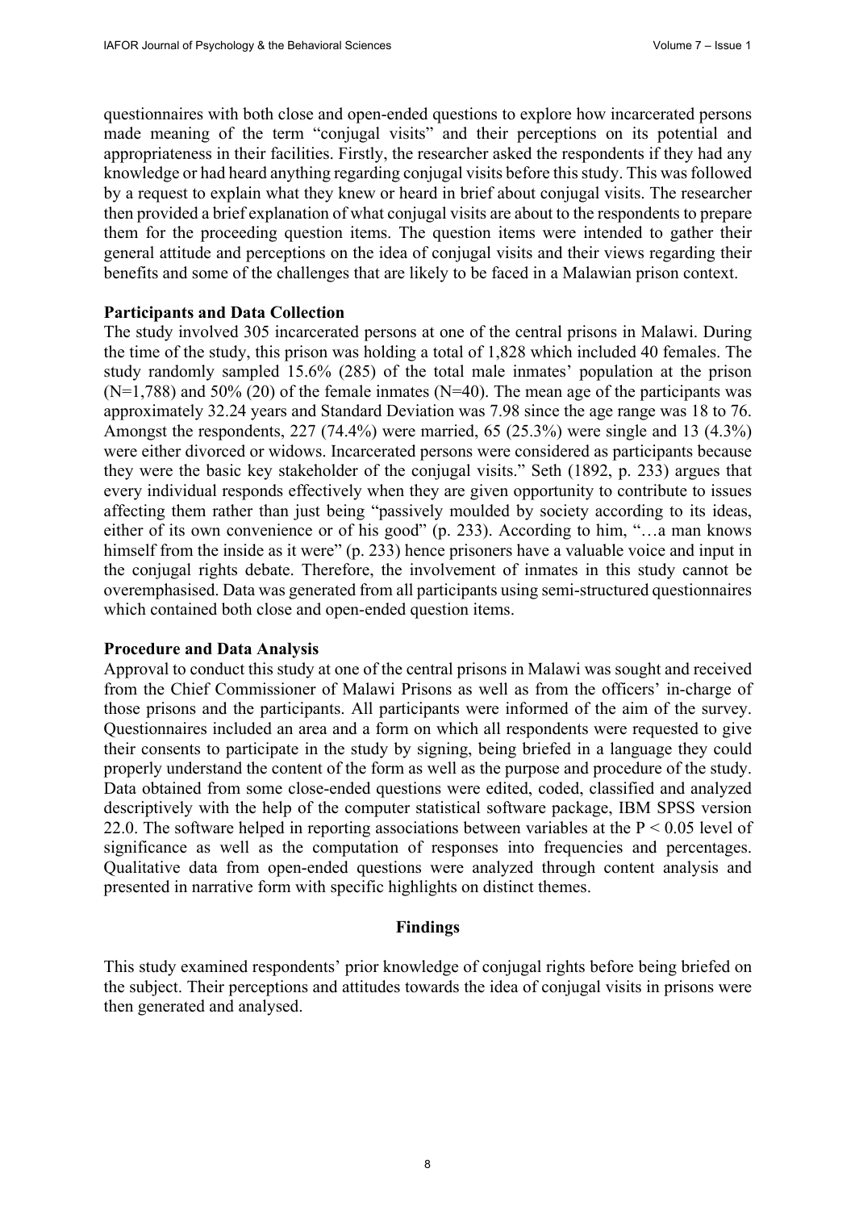questionnaires with both close and open-ended questions to explore how incarcerated persons made meaning of the term "conjugal visits" and their perceptions on its potential and appropriateness in their facilities. Firstly, the researcher asked the respondents if they had any knowledge or had heard anything regarding conjugal visits before this study. This was followed by a request to explain what they knew or heard in brief about conjugal visits. The researcher then provided a brief explanation of what conjugal visits are about to the respondents to prepare them for the proceeding question items. The question items were intended to gather their general attitude and perceptions on the idea of conjugal visits and their views regarding their benefits and some of the challenges that are likely to be faced in a Malawian prison context.

**Participants and Data Collection**

The study involved 305 incarcerated persons at one of the central prisons in Malawi. During the time of the study, this prison was holding a total of 1,828 which included 40 females. The study randomly sampled 15.6% (285) of the total male inmates' population at the prison (N=1,788) and 50% (20) of the female inmates (N=40). The mean age of the participants was approximately 32.24 years and Standard Deviation was 7.98 since the age range was 18 to 76. Amongst the respondents, 227 (74.4%) were married, 65 (25.3%) were single and 13 (4.3%) were either divorced or widows. Incarcerated persons were considered as participants because they were the basic key stakeholder of the conjugal visits." Seth (1892, p. 233) argues that every individual responds effectively when they are given opportunity to contribute to issues affecting them rather than just being "passively moulded by society according to its ideas, either of its own convenience or of his good" (p. 233). According to him, "…a man knows himself from the inside as it were" (p. 233) hence prisoners have a valuable voice and input in the conjugal rights debate. Therefore, the involvement of inmates in this study cannot be overemphasised. Data was generated from all participants using semi-structured questionnaires which contained both close and open-ended question items.

**Procedure and Data Analysis**

Approval to conduct this study at one of the central prisons in Malawi was sought and received from the Chief Commissioner of Malawi Prisons as well as from the officers' in-charge of those prisons and the participants. All participants were informed of the aim of the survey. Questionnaires included an area and a form on which all respondents were requested to give their consents to participate in the study by signing, being briefed in a language they could properly understand the content of the form as well as the purpose and procedure of the study. Data obtained from some close-ended questions were edited, coded, classified and analyzed descriptively with the help of the computer statistical software package, IBM SPSS version 22.0. The software helped in reporting associations between variables at the $P < 0.05$ level of significance as well as the computation of responses into frequencies and percentages. Qualitative data from open-ended questions were analyzed through content analysis and presented in narrative form with specific highlights on distinct themes.

## Findings

This study examined respondents' prior knowledge of conjugal rights before being briefed on the subject. Their perceptions and attitudes towards the idea of conjugal visits in prisons were then generated and analysed.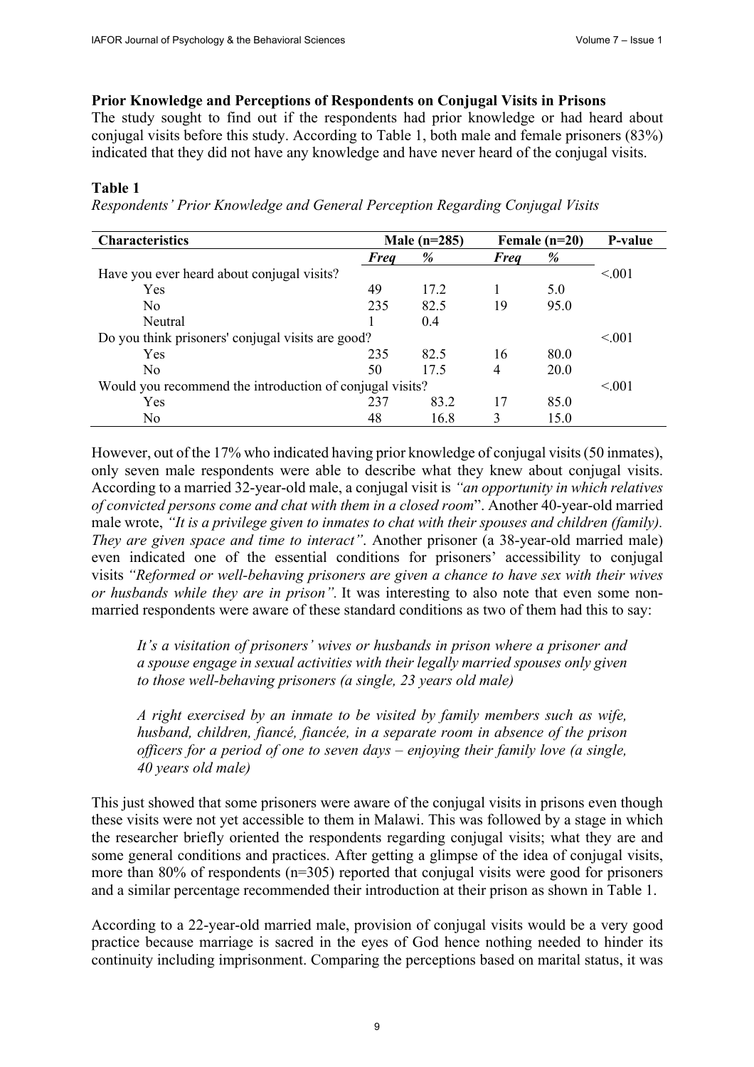**Prior Knowledge and Perceptions of Respondents on Conjugal Visits in Prisons**

The study sought to find out if the respondents had prior knowledge or had heard about conjugal visits before this study. According to Table 1, both male and female prisoners (83%) indicated that they did not have any knowledge and have never heard of the conjugal visits.

**Table 1**

*Respondents' Prior Knowledge and General Perception Regarding Conjugal Visits*

| Characteristics | Male (n=285) | | Female (n=20) | | P-value |
|---|---|---|---|---|---|
| | ***Freq*** | ***%*** | ***Freq*** | ***%*** | |
| Have you ever heard about conjugal visits? | | | | | <.001 |
| Yes | 49 | 17.2 | 1 | 5.0 | |
| No | 235 | 82.5 | 19 | 95.0 | |
| Neutral | 1 | 0.4 | | | |
| Do you think prisoners' conjugal visits are good? | | | | | <.001 |
| Yes | 235 | 82.5 | 16 | 80.0 | |
| No | 50 | 17.5 | 4 | 20.0 | |
| Would you recommend the introduction of conjugal visits? | | | | | <.001 |
| Yes | 237 | 83.2 | 17 | 85.0 | |
| No | 48 | 16.8 | 3 | 15.0 | |

However, out of the 17% who indicated having prior knowledge of conjugal visits (50 inmates), only seven male respondents were able to describe what they knew about conjugal visits. According to a married 32-year-old male, a conjugal visit is *"an opportunity in which relatives of convicted persons come and chat with them in a closed room*". Another 40-year-old married male wrote, *"It is a privilege given to inmates to chat with their spouses and children (family). They are given space and time to interact"*. Another prisoner (a 38-year-old married male) even indicated one of the essential conditions for prisoners' accessibility to conjugal visits *"Reformed or well-behaving prisoners are given a chance to have sex with their wives or husbands while they are in prison"*. It was interesting to also note that even some non-married respondents were aware of these standard conditions as two of them had this to say:

> *It's a visitation of prisoners' wives or husbands in prison where a prisoner and a spouse engage in sexual activities with their legally married spouses only given to those well-behaving prisoners (a single, 23 years old male)*

> *A right exercised by an inmate to be visited by family members such as wife, husband, children, fiancé, fiancée, in a separate room in absence of the prison officers for a period of one to seven days – enjoying their family love (a single, 40 years old male)*

This just showed that some prisoners were aware of the conjugal visits in prisons even though these visits were not yet accessible to them in Malawi. This was followed by a stage in which the researcher briefly oriented the respondents regarding conjugal visits; what they are and some general conditions and practices. After getting a glimpse of the idea of conjugal visits, more than 80% of respondents (n=305) reported that conjugal visits were good for prisoners and a similar percentage recommended their introduction at their prison as shown in Table 1.

According to a 22-year-old married male, provision of conjugal visits would be a very good practice because marriage is sacred in the eyes of God hence nothing needed to hinder its continuity including imprisonment. Comparing the perceptions based on marital status, it was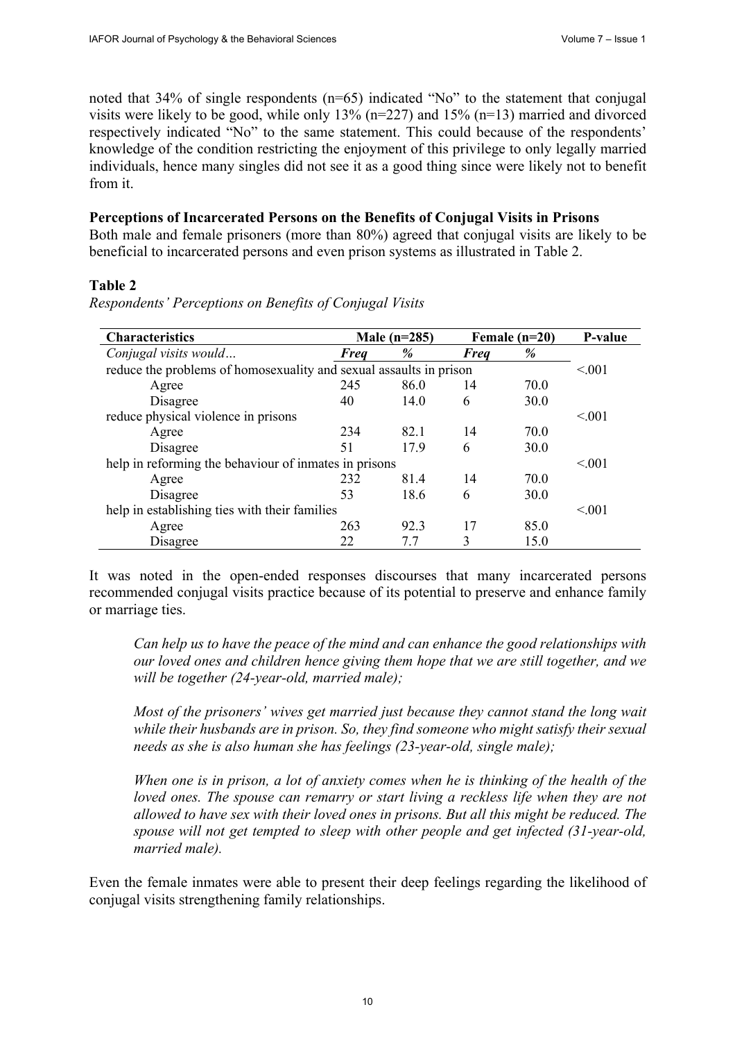noted that 34% of single respondents (n=65) indicated "No" to the statement that conjugal visits were likely to be good, while only 13% (n=227) and 15% (n=13) married and divorced respectively indicated "No" to the same statement. This could because of the respondents' knowledge of the condition restricting the enjoyment of this privilege to only legally married individuals, hence many singles did not see it as a good thing since were likely not to benefit from it.

**Perceptions of Incarcerated Persons on the Benefits of Conjugal Visits in Prisons**

Both male and female prisoners (more than 80%) agreed that conjugal visits are likely to be beneficial to incarcerated persons and even prison systems as illustrated in Table 2.

**Table 2**

*Respondents' Perceptions on Benefits of Conjugal Visits*

| Characteristics | Male (n=285) | | Female (n=20) | | P-value |
|---|---|---|---|---|---|
| *Conjugal visits would…* | ***Freq*** | ***%*** | ***Freq*** | ***%*** | |
| reduce the problems of homosexuality and sexual assaults in prison | | | | | <.001 |
| Agree | 245 | 86.0 | 14 | 70.0 | |
| Disagree | 40 | 14.0 | 6 | 30.0 | |
| reduce physical violence in prisons | | | | | <.001 |
| Agree | 234 | 82.1 | 14 | 70.0 | |
| Disagree | 51 | 17.9 | 6 | 30.0 | |
| help in reforming the behaviour of inmates in prisons | | | | | <.001 |
| Agree | 232 | 81.4 | 14 | 70.0 | |
| Disagree | 53 | 18.6 | 6 | 30.0 | |
| help in establishing ties with their families | | | | | <.001 |
| Agree | 263 | 92.3 | 17 | 85.0 | |
| Disagree | 22 | 7.7 | 3 | 15.0 | |

It was noted in the open-ended responses discourses that many incarcerated persons recommended conjugal visits practice because of its potential to preserve and enhance family or marriage ties.

> *Can help us to have the peace of the mind and can enhance the good relationships with our loved ones and children hence giving them hope that we are still together, and we will be together (24-year-old, married male);*

> *Most of the prisoners' wives get married just because they cannot stand the long wait while their husbands are in prison. So, they find someone who might satisfy their sexual needs as she is also human she has feelings (23-year-old, single male);*

> *When one is in prison, a lot of anxiety comes when he is thinking of the health of the loved ones. The spouse can remarry or start living a reckless life when they are not allowed to have sex with their loved ones in prisons. But all this might be reduced. The spouse will not get tempted to sleep with other people and get infected (31-year-old, married male).*

Even the female inmates were able to present their deep feelings regarding the likelihood of conjugal visits strengthening family relationships.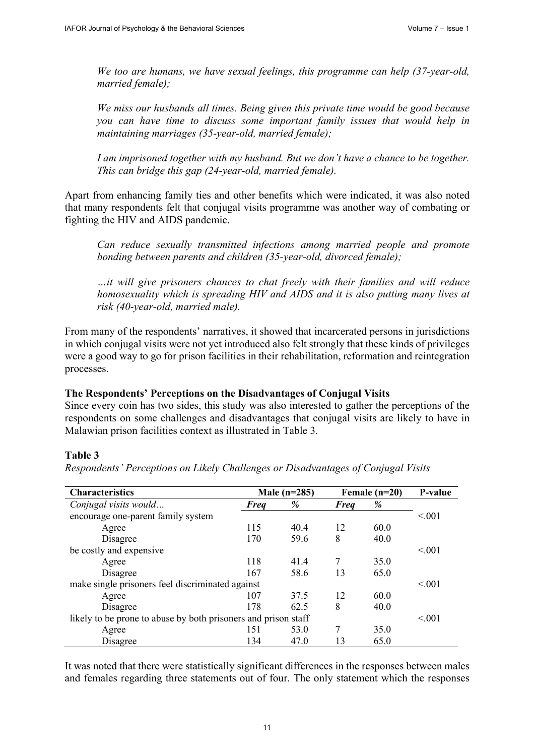*We too are humans, we have sexual feelings, this programme can help (37-year-old, married female);*

*We miss our husbands all times. Being given this private time would be good because you can have time to discuss some important family issues that would help in maintaining marriages (35-year-old, married female);*

*I am imprisoned together with my husband. But we don't have a chance to be together. This can bridge this gap (24-year-old, married female).*

Apart from enhancing family ties and other benefits which were indicated, it was also noted that many respondents felt that conjugal visits programme was another way of combating or fighting the HIV and AIDS pandemic.

*Can reduce sexually transmitted infections among married people and promote bonding between parents and children (35-year-old, divorced female);*

*…it will give prisoners chances to chat freely with their families and will reduce homosexuality which is spreading HIV and AIDS and it is also putting many lives at risk (40-year-old, married male).*

From many of the respondents' narratives, it showed that incarcerated persons in jurisdictions in which conjugal visits were not yet introduced also felt strongly that these kinds of privileges were a good way to go for prison facilities in their rehabilitation, reformation and reintegration processes.

**The Respondents' Perceptions on the Disadvantages of Conjugal Visits**

Since every coin has two sides, this study was also interested to gather the perceptions of the respondents on some challenges and disadvantages that conjugal visits are likely to have in Malawian prison facilities context as illustrated in Table 3.

**Table 3**

*Respondents' Perceptions on Likely Challenges or Disadvantages of Conjugal Visits*

| Characteristics | Male (n=285) | | Female (n=20) | | P-value |
|---|---|---|---|---|---|
| *Conjugal visits would…* | ***Freq*** | ***%*** | ***Freq*** | ***%*** | |
| encourage one-parent family system | | | | | <.001 |
| Agree | 115 | 40.4 | 12 | 60.0 | |
| Disagree | 170 | 59.6 | 8 | 40.0 | |
| be costly and expensive | | | | | <.001 |
| Agree | 118 | 41.4 | 7 | 35.0 | |
| Disagree | 167 | 58.6 | 13 | 65.0 | |
| make single prisoners feel discriminated against | | | | | <.001 |
| Agree | 107 | 37.5 | 12 | 60.0 | |
| Disagree | 178 | 62.5 | 8 | 40.0 | |
| likely to be prone to abuse by both prisoners and prison staff | | | | | <.001 |
| Agree | 151 | 53.0 | 7 | 35.0 | |
| Disagree | 134 | 47.0 | 13 | 65.0 | |

It was noted that there were statistically significant differences in the responses between males and females regarding three statements out of four. The only statement which the responses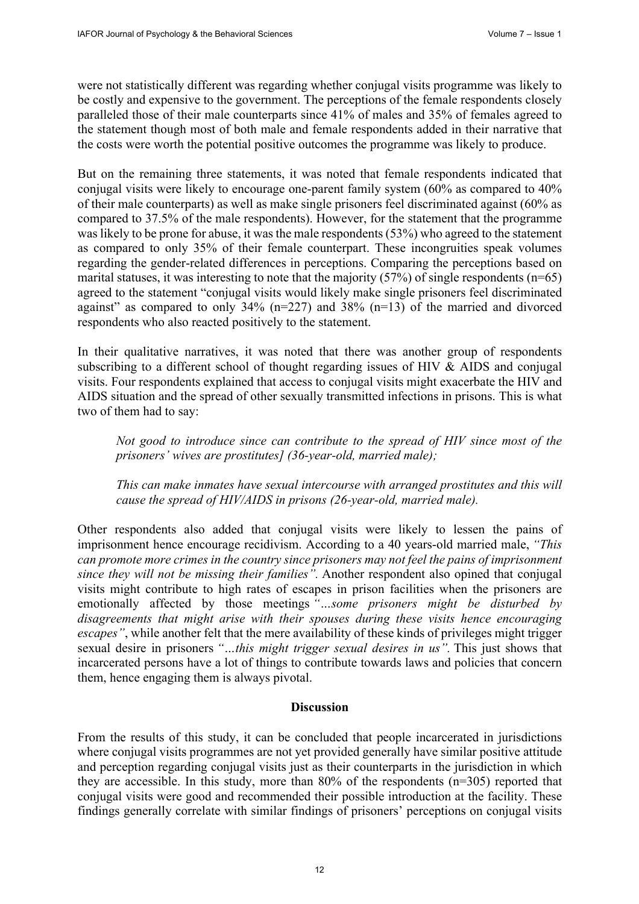were not statistically different was regarding whether conjugal visits programme was likely to be costly and expensive to the government. The perceptions of the female respondents closely paralleled those of their male counterparts since 41% of males and 35% of females agreed to the statement though most of both male and female respondents added in their narrative that the costs were worth the potential positive outcomes the programme was likely to produce.

But on the remaining three statements, it was noted that female respondents indicated that conjugal visits were likely to encourage one-parent family system (60% as compared to 40% of their male counterparts) as well as make single prisoners feel discriminated against (60% as compared to 37.5% of the male respondents). However, for the statement that the programme was likely to be prone for abuse, it was the male respondents (53%) who agreed to the statement as compared to only 35% of their female counterpart. These incongruities speak volumes regarding the gender-related differences in perceptions. Comparing the perceptions based on marital statuses, it was interesting to note that the majority (57%) of single respondents (n=65) agreed to the statement "conjugal visits would likely make single prisoners feel discriminated against" as compared to only 34% (n=227) and 38% (n=13) of the married and divorced respondents who also reacted positively to the statement.

In their qualitative narratives, it was noted that there was another group of respondents subscribing to a different school of thought regarding issues of HIV & AIDS and conjugal visits. Four respondents explained that access to conjugal visits might exacerbate the HIV and AIDS situation and the spread of other sexually transmitted infections in prisons. This is what two of them had to say:

> *Not good to introduce since can contribute to the spread of HIV since most of the prisoners' wives are prostitutes] (36-year-old, married male);*
>
> *This can make inmates have sexual intercourse with arranged prostitutes and this will cause the spread of HIV/AIDS in prisons (26-year-old, married male).*

Other respondents also added that conjugal visits were likely to lessen the pains of imprisonment hence encourage recidivism. According to a 40 years-old married male, *"This can promote more crimes in the country since prisoners may not feel the pains of imprisonment since they will not be missing their families".* Another respondent also opined that conjugal visits might contribute to high rates of escapes in prison facilities when the prisoners are emotionally affected by those meetings *"…some prisoners might be disturbed by disagreements that might arise with their spouses during these visits hence encouraging escapes"*, while another felt that the mere availability of these kinds of privileges might trigger sexual desire in prisoners *"…this might trigger sexual desires in us"*. This just shows that incarcerated persons have a lot of things to contribute towards laws and policies that concern them, hence engaging them is always pivotal.

## Discussion

From the results of this study, it can be concluded that people incarcerated in jurisdictions where conjugal visits programmes are not yet provided generally have similar positive attitude and perception regarding conjugal visits just as their counterparts in the jurisdiction in which they are accessible. In this study, more than 80% of the respondents (n=305) reported that conjugal visits were good and recommended their possible introduction at the facility. These findings generally correlate with similar findings of prisoners' perceptions on conjugal visits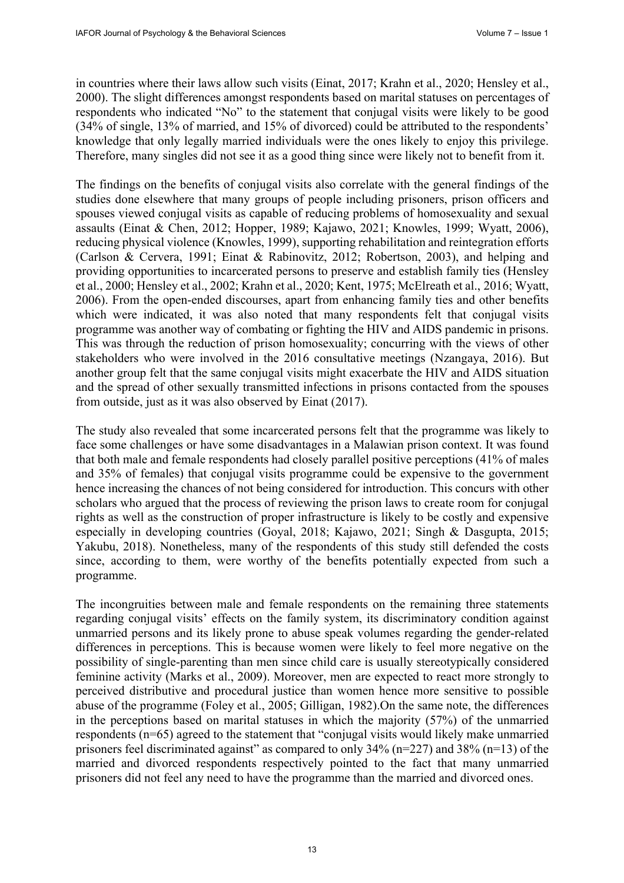in countries where their laws allow such visits (Einat, 2017; Krahn et al., 2020; Hensley et al., 2000). The slight differences amongst respondents based on marital statuses on percentages of respondents who indicated "No" to the statement that conjugal visits were likely to be good (34% of single, 13% of married, and 15% of divorced) could be attributed to the respondents' knowledge that only legally married individuals were the ones likely to enjoy this privilege. Therefore, many singles did not see it as a good thing since were likely not to benefit from it.

The findings on the benefits of conjugal visits also correlate with the general findings of the studies done elsewhere that many groups of people including prisoners, prison officers and spouses viewed conjugal visits as capable of reducing problems of homosexuality and sexual assaults (Einat & Chen, 2012; Hopper, 1989; Kajawo, 2021; Knowles, 1999; Wyatt, 2006), reducing physical violence (Knowles, 1999), supporting rehabilitation and reintegration efforts (Carlson & Cervera, 1991; Einat & Rabinovitz, 2012; Robertson, 2003), and helping and providing opportunities to incarcerated persons to preserve and establish family ties (Hensley et al., 2000; Hensley et al., 2002; Krahn et al., 2020; Kent, 1975; McElreath et al., 2016; Wyatt, 2006). From the open-ended discourses, apart from enhancing family ties and other benefits which were indicated, it was also noted that many respondents felt that conjugal visits programme was another way of combating or fighting the HIV and AIDS pandemic in prisons. This was through the reduction of prison homosexuality; concurring with the views of other stakeholders who were involved in the 2016 consultative meetings (Nzangaya, 2016). But another group felt that the same conjugal visits might exacerbate the HIV and AIDS situation and the spread of other sexually transmitted infections in prisons contacted from the spouses from outside, just as it was also observed by Einat (2017).

The study also revealed that some incarcerated persons felt that the programme was likely to face some challenges or have some disadvantages in a Malawian prison context. It was found that both male and female respondents had closely parallel positive perceptions (41% of males and 35% of females) that conjugal visits programme could be expensive to the government hence increasing the chances of not being considered for introduction. This concurs with other scholars who argued that the process of reviewing the prison laws to create room for conjugal rights as well as the construction of proper infrastructure is likely to be costly and expensive especially in developing countries (Goyal, 2018; Kajawo, 2021; Singh & Dasgupta, 2015; Yakubu, 2018). Nonetheless, many of the respondents of this study still defended the costs since, according to them, were worthy of the benefits potentially expected from such a programme.

The incongruities between male and female respondents on the remaining three statements regarding conjugal visits' effects on the family system, its discriminatory condition against unmarried persons and its likely prone to abuse speak volumes regarding the gender-related differences in perceptions. This is because women were likely to feel more negative on the possibility of single-parenting than men since child care is usually stereotypically considered feminine activity (Marks et al., 2009). Moreover, men are expected to react more strongly to perceived distributive and procedural justice than women hence more sensitive to possible abuse of the programme (Foley et al., 2005; Gilligan, 1982).On the same note, the differences in the perceptions based on marital statuses in which the majority (57%) of the unmarried respondents (n=65) agreed to the statement that "conjugal visits would likely make unmarried prisoners feel discriminated against" as compared to only 34% (n=227) and 38% (n=13) of the married and divorced respondents respectively pointed to the fact that many unmarried prisoners did not feel any need to have the programme than the married and divorced ones.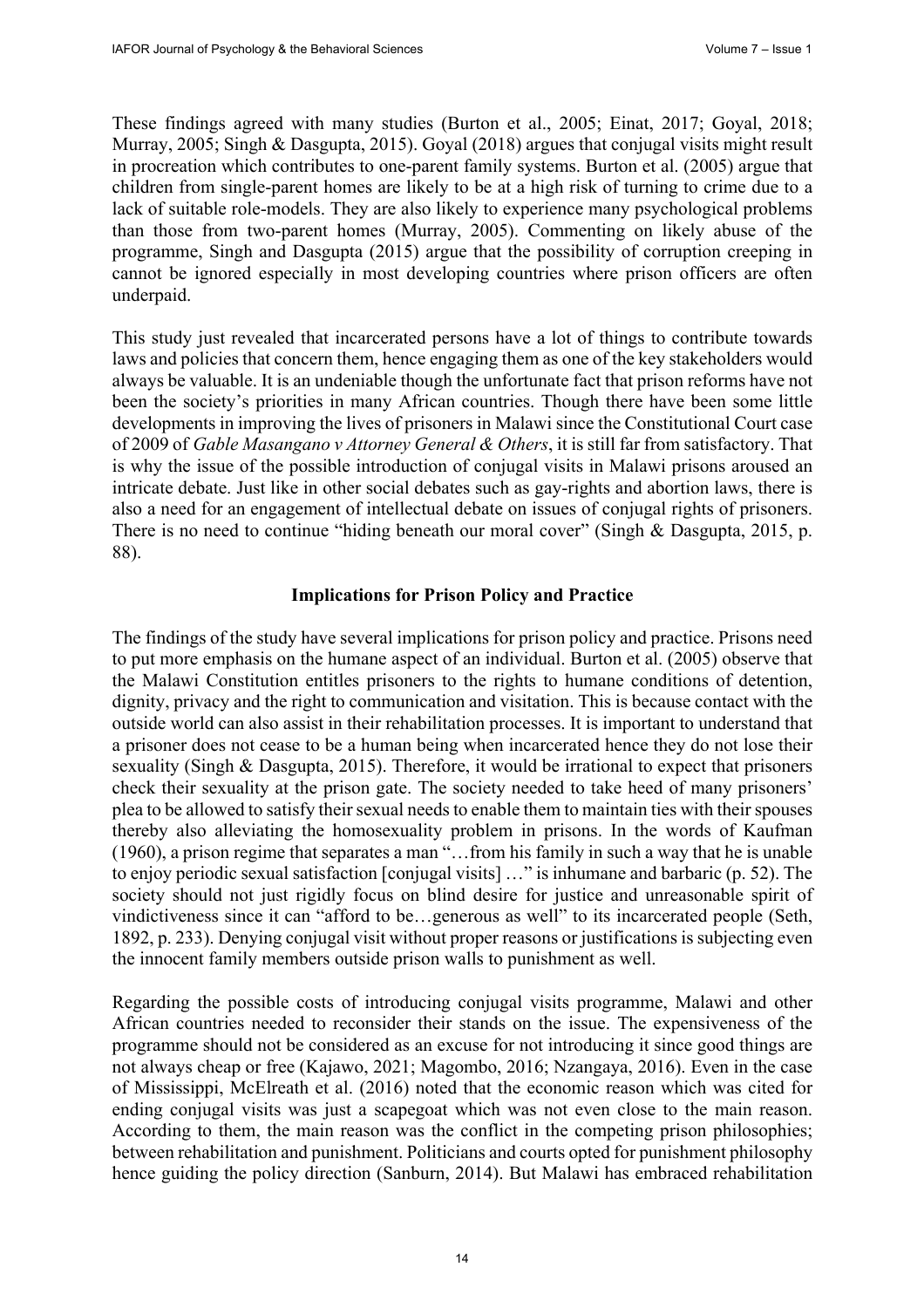These findings agreed with many studies (Burton et al., 2005; Einat, 2017; Goyal, 2018; Murray, 2005; Singh & Dasgupta, 2015). Goyal (2018) argues that conjugal visits might result in procreation which contributes to one-parent family systems. Burton et al. (2005) argue that children from single-parent homes are likely to be at a high risk of turning to crime due to a lack of suitable role-models. They are also likely to experience many psychological problems than those from two-parent homes (Murray, 2005). Commenting on likely abuse of the programme, Singh and Dasgupta (2015) argue that the possibility of corruption creeping in cannot be ignored especially in most developing countries where prison officers are often underpaid.

This study just revealed that incarcerated persons have a lot of things to contribute towards laws and policies that concern them, hence engaging them as one of the key stakeholders would always be valuable. It is an undeniable though the unfortunate fact that prison reforms have not been the society's priorities in many African countries. Though there have been some little developments in improving the lives of prisoners in Malawi since the Constitutional Court case of 2009 of *Gable Masangano v Attorney General & Others*, it is still far from satisfactory. That is why the issue of the possible introduction of conjugal visits in Malawi prisons aroused an intricate debate. Just like in other social debates such as gay-rights and abortion laws, there is also a need for an engagement of intellectual debate on issues of conjugal rights of prisoners. There is no need to continue "hiding beneath our moral cover" (Singh & Dasgupta, 2015, p. 88).

## Implications for Prison Policy and Practice

The findings of the study have several implications for prison policy and practice. Prisons need to put more emphasis on the humane aspect of an individual. Burton et al. (2005) observe that the Malawi Constitution entitles prisoners to the rights to humane conditions of detention, dignity, privacy and the right to communication and visitation. This is because contact with the outside world can also assist in their rehabilitation processes. It is important to understand that a prisoner does not cease to be a human being when incarcerated hence they do not lose their sexuality (Singh & Dasgupta, 2015). Therefore, it would be irrational to expect that prisoners check their sexuality at the prison gate. The society needed to take heed of many prisoners' plea to be allowed to satisfy their sexual needs to enable them to maintain ties with their spouses thereby also alleviating the homosexuality problem in prisons. In the words of Kaufman (1960), a prison regime that separates a man "…from his family in such a way that he is unable to enjoy periodic sexual satisfaction [conjugal visits] …" is inhumane and barbaric (p. 52). The society should not just rigidly focus on blind desire for justice and unreasonable spirit of vindictiveness since it can "afford to be…generous as well" to its incarcerated people (Seth, 1892, p. 233). Denying conjugal visit without proper reasons or justifications is subjecting even the innocent family members outside prison walls to punishment as well.

Regarding the possible costs of introducing conjugal visits programme, Malawi and other African countries needed to reconsider their stands on the issue. The expensiveness of the programme should not be considered as an excuse for not introducing it since good things are not always cheap or free (Kajawo, 2021; Magombo, 2016; Nzangaya, 2016). Even in the case of Mississippi, McElreath et al. (2016) noted that the economic reason which was cited for ending conjugal visits was just a scapegoat which was not even close to the main reason. According to them, the main reason was the conflict in the competing prison philosophies; between rehabilitation and punishment. Politicians and courts opted for punishment philosophy hence guiding the policy direction (Sanburn, 2014). But Malawi has embraced rehabilitation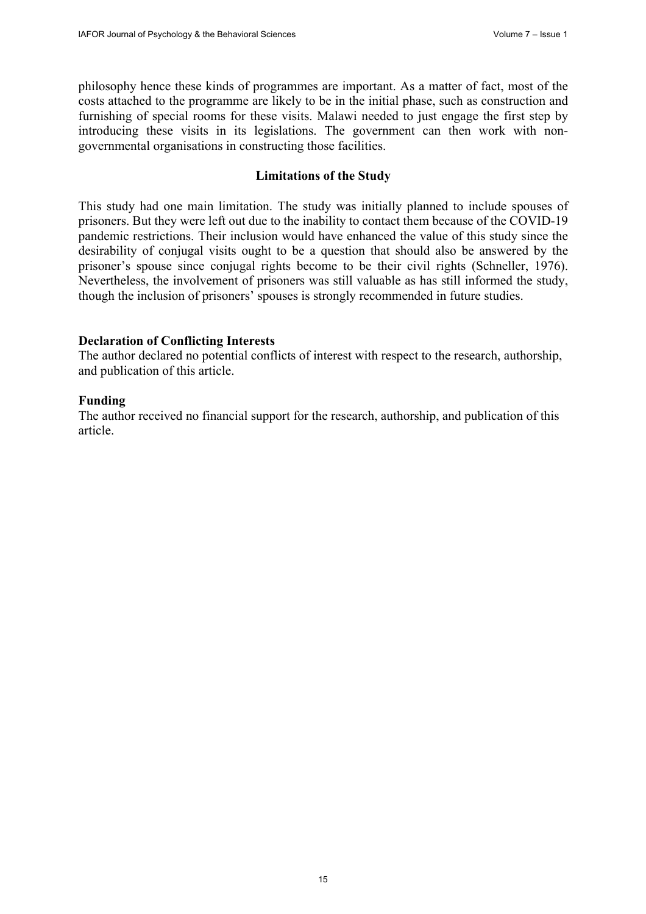philosophy hence these kinds of programmes are important. As a matter of fact, most of the costs attached to the programme are likely to be in the initial phase, such as construction and furnishing of special rooms for these visits. Malawi needed to just engage the first step by introducing these visits in its legislations. The government can then work with non-governmental organisations in constructing those facilities.

## Limitations of the Study

This study had one main limitation. The study was initially planned to include spouses of prisoners. But they were left out due to the inability to contact them because of the COVID-19 pandemic restrictions. Their inclusion would have enhanced the value of this study since the desirability of conjugal visits ought to be a question that should also be answered by the prisoner's spouse since conjugal rights become to be their civil rights (Schneller, 1976). Nevertheless, the involvement of prisoners was still valuable as has still informed the study, though the inclusion of prisoners' spouses is strongly recommended in future studies.

**Declaration of Conflicting Interests**

The author declared no potential conflicts of interest with respect to the research, authorship, and publication of this article.

**Funding**

The author received no financial support for the research, authorship, and publication of this article.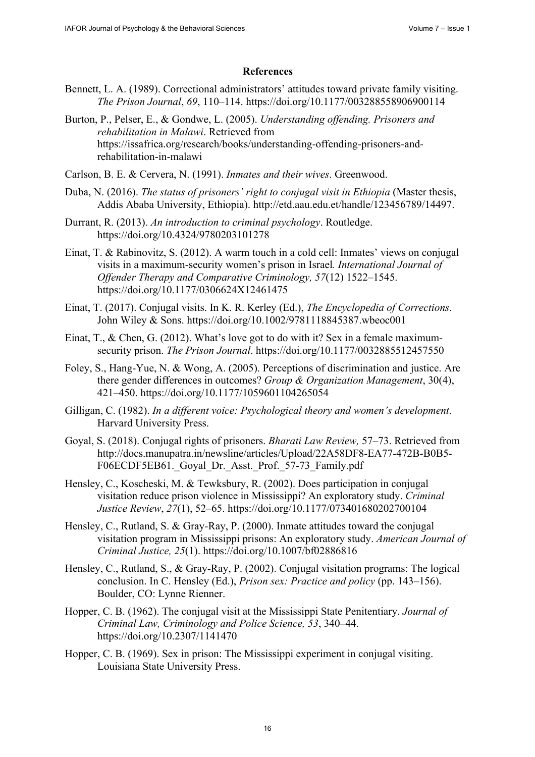## References

Bennett, L. A. (1989). Correctional administrators' attitudes toward private family visiting. *The Prison Journal*, *69*, 110–114. https://doi.org/10.1177/003288558906900114

Burton, P., Pelser, E., & Gondwe, L. (2005). *Understanding offending. Prisoners and rehabilitation in Malawi*. Retrieved from https://issafrica.org/research/books/understanding-offending-prisoners-and-rehabilitation-in-malawi

Carlson, B. E. & Cervera, N. (1991). *Inmates and their wives*. Greenwood.

Duba, N. (2016). *The status of prisoners' right to conjugal visit in Ethiopia* (Master thesis, Addis Ababa University, Ethiopia). http://etd.aau.edu.et/handle/123456789/14497.

Durrant, R. (2013). *An introduction to criminal psychology*. Routledge. https://doi.org/10.4324/9780203101278

Einat, T. & Rabinovitz, S. (2012). A warm touch in a cold cell: Inmates' views on conjugal visits in a maximum-security women's prison in Israel. *International Journal of Offender Therapy and Comparative Criminology, 57*(12) 1522–1545. https://doi.org/10.1177/0306624X12461475

Einat, T. (2017). Conjugal visits. In K. R. Kerley (Ed.), *The Encyclopedia of Corrections*. John Wiley & Sons. https://doi.org/10.1002/9781118845387.wbeoc001

Einat, T., & Chen, G. (2012). What's love got to do with it? Sex in a female maximum-security prison. *The Prison Journal*. https://doi.org/10.1177/0032885512457550

Foley, S., Hang-Yue, N. & Wong, A. (2005). Perceptions of discrimination and justice. Are there gender differences in outcomes? *Group & Organization Management*, 30(4), 421–450. https://doi.org/10.1177/1059601104265054

Gilligan, C. (1982). *In a different voice: Psychological theory and women's development*. Harvard University Press.

Goyal, S. (2018). Conjugal rights of prisoners. *Bharati Law Review,* 57–73. Retrieved from http://docs.manupatra.in/newsline/articles/Upload/22A58DF8-EA77-472B-B0B5-F06ECDF5EB61._Goyal_Dr._Asst._Prof._57-73_Family.pdf

Hensley, C., Koscheski, M. & Tewksbury, R. (2002). Does participation in conjugal visitation reduce prison violence in Mississippi? An exploratory study. *Criminal Justice Review*, *27*(1), 52–65. https://doi.org/10.1177/073401680202700104

Hensley, C., Rutland, S. & Gray-Ray, P. (2000). Inmate attitudes toward the conjugal visitation program in Mississippi prisons: An exploratory study. *American Journal of Criminal Justice, 25*(1). https://doi.org/10.1007/bf02886816

Hensley, C., Rutland, S., & Gray-Ray, P. (2002). Conjugal visitation programs: The logical conclusion. In C. Hensley (Ed.), *Prison sex: Practice and policy* (pp. 143–156). Boulder, CO: Lynne Rienner.

Hopper, C. B. (1962). The conjugal visit at the Mississippi State Penitentiary. *Journal of Criminal Law, Criminology and Police Science, 53*, 340–44. https://doi.org/10.2307/1141470

Hopper, C. B. (1969). Sex in prison: The Mississippi experiment in conjugal visiting. Louisiana State University Press.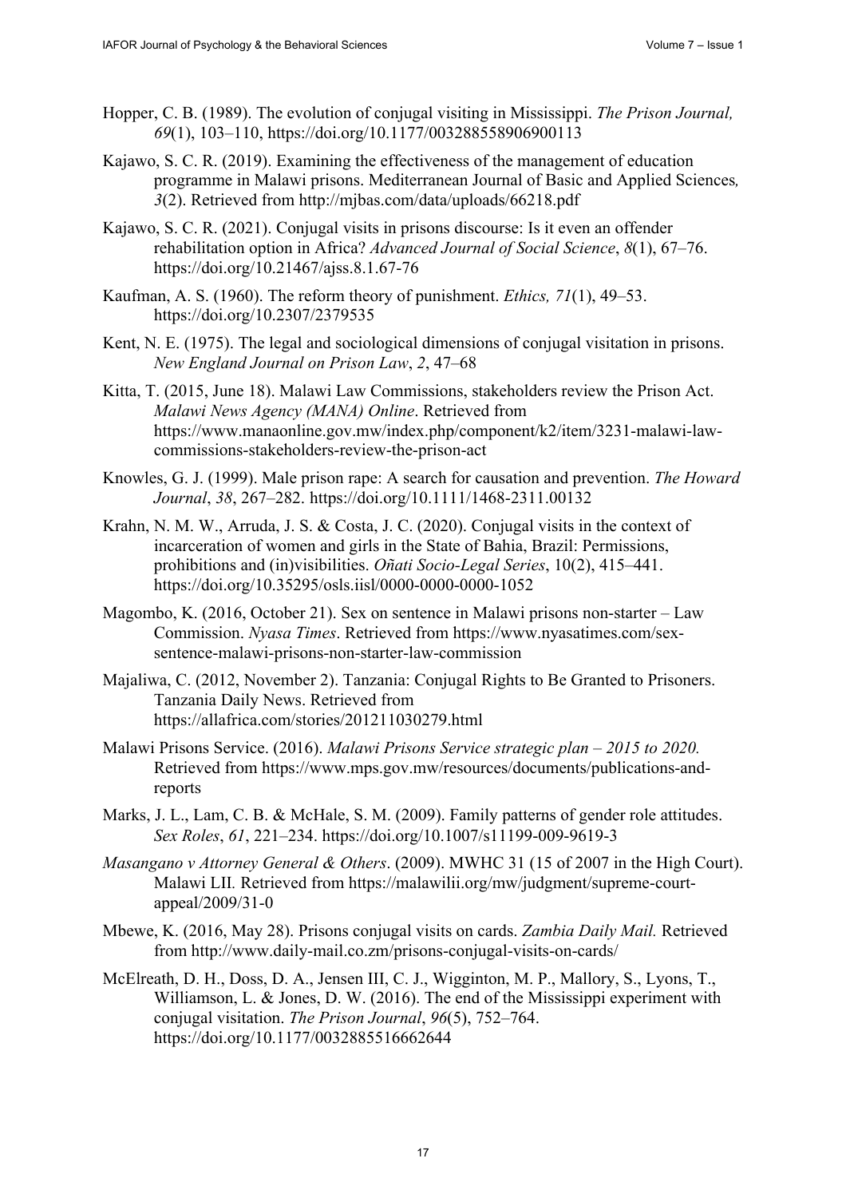Hopper, C. B. (1989). The evolution of conjugal visiting in Mississippi. *The Prison Journal, 69*(1), 103–110, https://doi.org/10.1177/003288558906900113

Kajawo, S. C. R. (2019). Examining the effectiveness of the management of education programme in Malawi prisons. Mediterranean Journal of Basic and Applied Sciences*, 3*(2). Retrieved from http://mjbas.com/data/uploads/66218.pdf

Kajawo, S. C. R. (2021). Conjugal visits in prisons discourse: Is it even an offender rehabilitation option in Africa? *Advanced Journal of Social Science*, *8*(1), 67–76. https://doi.org/10.21467/ajss.8.1.67-76

Kaufman, A. S. (1960). The reform theory of punishment. *Ethics, 71*(1), 49–53. https://doi.org/10.2307/2379535

Kent, N. E. (1975). The legal and sociological dimensions of conjugal visitation in prisons. *New England Journal on Prison Law*, *2*, 47–68

Kitta, T. (2015, June 18). Malawi Law Commissions, stakeholders review the Prison Act. *Malawi News Agency (MANA) Online*. Retrieved from https://www.manaonline.gov.mw/index.php/component/k2/item/3231-malawi-law-commissions-stakeholders-review-the-prison-act

Knowles, G. J. (1999). Male prison rape: A search for causation and prevention. *The Howard Journal*, *38*, 267–282. https://doi.org/10.1111/1468-2311.00132

Krahn, N. M. W., Arruda, J. S. & Costa, J. C. (2020). Conjugal visits in the context of incarceration of women and girls in the State of Bahia, Brazil: Permissions, prohibitions and (in)visibilities. *Oñati Socio-Legal Series*, 10(2), 415–441. https://doi.org/10.35295/osls.iisl/0000-0000-0000-1052

Magombo, K. (2016, October 21). Sex on sentence in Malawi prisons non-starter – Law Commission. *Nyasa Times*. Retrieved from https://www.nyasatimes.com/sex-sentence-malawi-prisons-non-starter-law-commission

Majaliwa, C. (2012, November 2). Tanzania: Conjugal Rights to Be Granted to Prisoners. Tanzania Daily News. Retrieved from https://allafrica.com/stories/201211030279.html

Malawi Prisons Service. (2016). *Malawi Prisons Service strategic plan – 2015 to 2020.* Retrieved from https://www.mps.gov.mw/resources/documents/publications-and-reports

Marks, J. L., Lam, C. B. & McHale, S. M. (2009). Family patterns of gender role attitudes. *Sex Roles*, *61*, 221–234. https://doi.org/10.1007/s11199-009-9619-3

*Masangano v Attorney General & Others*. (2009). MWHC 31 (15 of 2007 in the High Court). Malawi LII*.* Retrieved from https://malawilii.org/mw/judgment/supreme-court-appeal/2009/31-0

Mbewe, K. (2016, May 28). Prisons conjugal visits on cards. *Zambia Daily Mail.* Retrieved from http://www.daily-mail.co.zm/prisons-conjugal-visits-on-cards/

McElreath, D. H., Doss, D. A., Jensen III, C. J., Wigginton, M. P., Mallory, S., Lyons, T., Williamson, L. & Jones, D. W. (2016). The end of the Mississippi experiment with conjugal visitation. *The Prison Journal*, *96*(5), 752–764. https://doi.org/10.1177/0032885516662644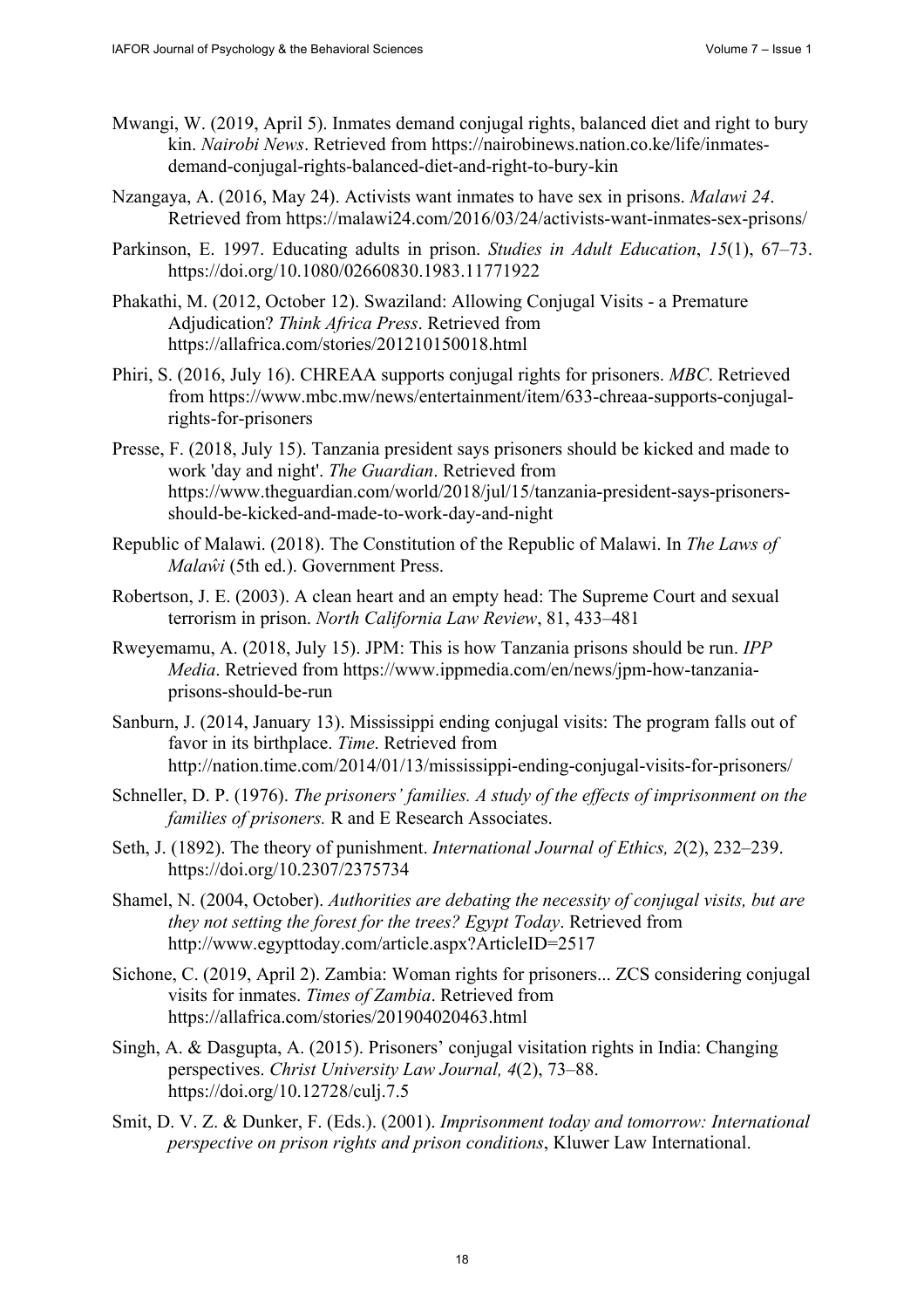Mwangi, W. (2019, April 5). Inmates demand conjugal rights, balanced diet and right to bury kin. *Nairobi News*. Retrieved from https://nairobinews.nation.co.ke/life/inmates-demand-conjugal-rights-balanced-diet-and-right-to-bury-kin

Nzangaya, A. (2016, May 24). Activists want inmates to have sex in prisons. *Malawi 24*. Retrieved from https://malawi24.com/2016/03/24/activists-want-inmates-sex-prisons/

Parkinson, E. 1997. Educating adults in prison. *Studies in Adult Education*, *15*(1), 67–73. https://doi.org/10.1080/02660830.1983.11771922

Phakathi, M. (2012, October 12). Swaziland: Allowing Conjugal Visits - a Premature Adjudication? *Think Africa Press*. Retrieved from https://allafrica.com/stories/201210150018.html

Phiri, S. (2016, July 16). CHREAA supports conjugal rights for prisoners. *MBC*. Retrieved from https://www.mbc.mw/news/entertainment/item/633-chreaa-supports-conjugal-rights-for-prisoners

Presse, F. (2018, July 15). Tanzania president says prisoners should be kicked and made to work 'day and night'. *The Guardian*. Retrieved from https://www.theguardian.com/world/2018/jul/15/tanzania-president-says-prisoners-should-be-kicked-and-made-to-work-day-and-night

Republic of Malawi. (2018). The Constitution of the Republic of Malawi. In *The Laws of Malaŵi* (5th ed.). Government Press.

Robertson, J. E. (2003). A clean heart and an empty head: The Supreme Court and sexual terrorism in prison. *North California Law Review*, 81, 433–481

Rweyemamu, A. (2018, July 15). JPM: This is how Tanzania prisons should be run. *IPP Media*. Retrieved from https://www.ippmedia.com/en/news/jpm-how-tanzania-prisons-should-be-run

Sanburn, J. (2014, January 13). Mississippi ending conjugal visits: The program falls out of favor in its birthplace. *Time*. Retrieved from http://nation.time.com/2014/01/13/mississippi-ending-conjugal-visits-for-prisoners/

Schneller, D. P. (1976). *The prisoners' families. A study of the effects of imprisonment on the families of prisoners.* R and E Research Associates.

Seth, J. (1892). The theory of punishment. *International Journal of Ethics, 2*(2), 232–239. https://doi.org/10.2307/2375734

Shamel, N. (2004, October). *Authorities are debating the necessity of conjugal visits, but are they not setting the forest for the trees? Egypt Today*. Retrieved from http://www.egypttoday.com/article.aspx?ArticleID=2517

Sichone, C. (2019, April 2). Zambia: Woman rights for prisoners... ZCS considering conjugal visits for inmates. *Times of Zambia*. Retrieved from https://allafrica.com/stories/201904020463.html

Singh, A. & Dasgupta, A. (2015). Prisoners' conjugal visitation rights in India: Changing perspectives. *Christ University Law Journal, 4*(2), 73–88. https://doi.org/10.12728/culj.7.5

Smit, D. V. Z. & Dunker, F. (Eds.). (2001). *Imprisonment today and tomorrow: International perspective on prison rights and prison conditions*, Kluwer Law International.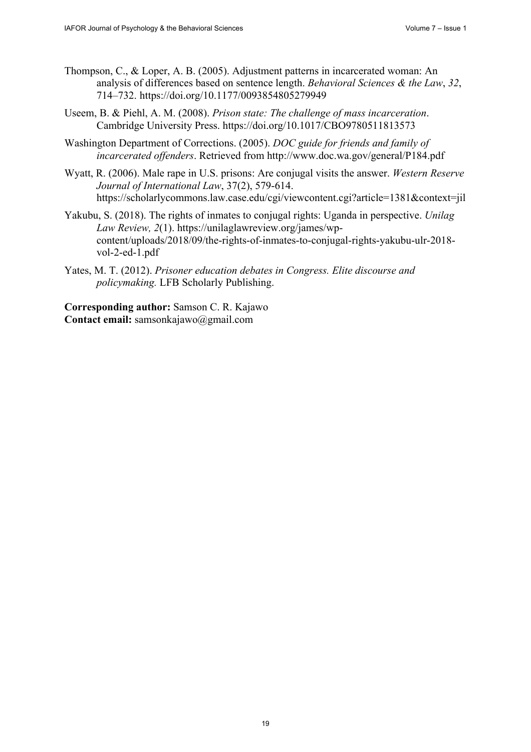Thompson, C., & Loper, A. B. (2005). Adjustment patterns in incarcerated woman: An analysis of differences based on sentence length. *Behavioral Sciences & the Law*, *32*, 714–732. https://doi.org/10.1177/0093854805279949

Useem, B. & Piehl, A. M. (2008). *Prison state: The challenge of mass incarceration*. Cambridge University Press. https://doi.org/10.1017/CBO9780511813573

Washington Department of Corrections. (2005). *DOC guide for friends and family of incarcerated offenders*. Retrieved from http://www.doc.wa.gov/general/P184.pdf

Wyatt, R. (2006). Male rape in U.S. prisons: Are conjugal visits the answer. *Western Reserve Journal of International Law*, 37(2), 579-614. https://scholarlycommons.law.case.edu/cgi/viewcontent.cgi?article=1381&context=jil

Yakubu, S. (2018). The rights of inmates to conjugal rights: Uganda in perspective. *Unilag Law Review, 2*(1). https://unilaglawreview.org/james/wp-content/uploads/2018/09/the-rights-of-inmates-to-conjugal-rights-yakubu-ulr-2018-vol-2-ed-1.pdf

Yates, M. T. (2012). *Prisoner education debates in Congress. Elite discourse and policymaking.* LFB Scholarly Publishing.

**Corresponding author:** Samson C. R. Kajawo
**Contact email:** samsonkajawo@gmail.com